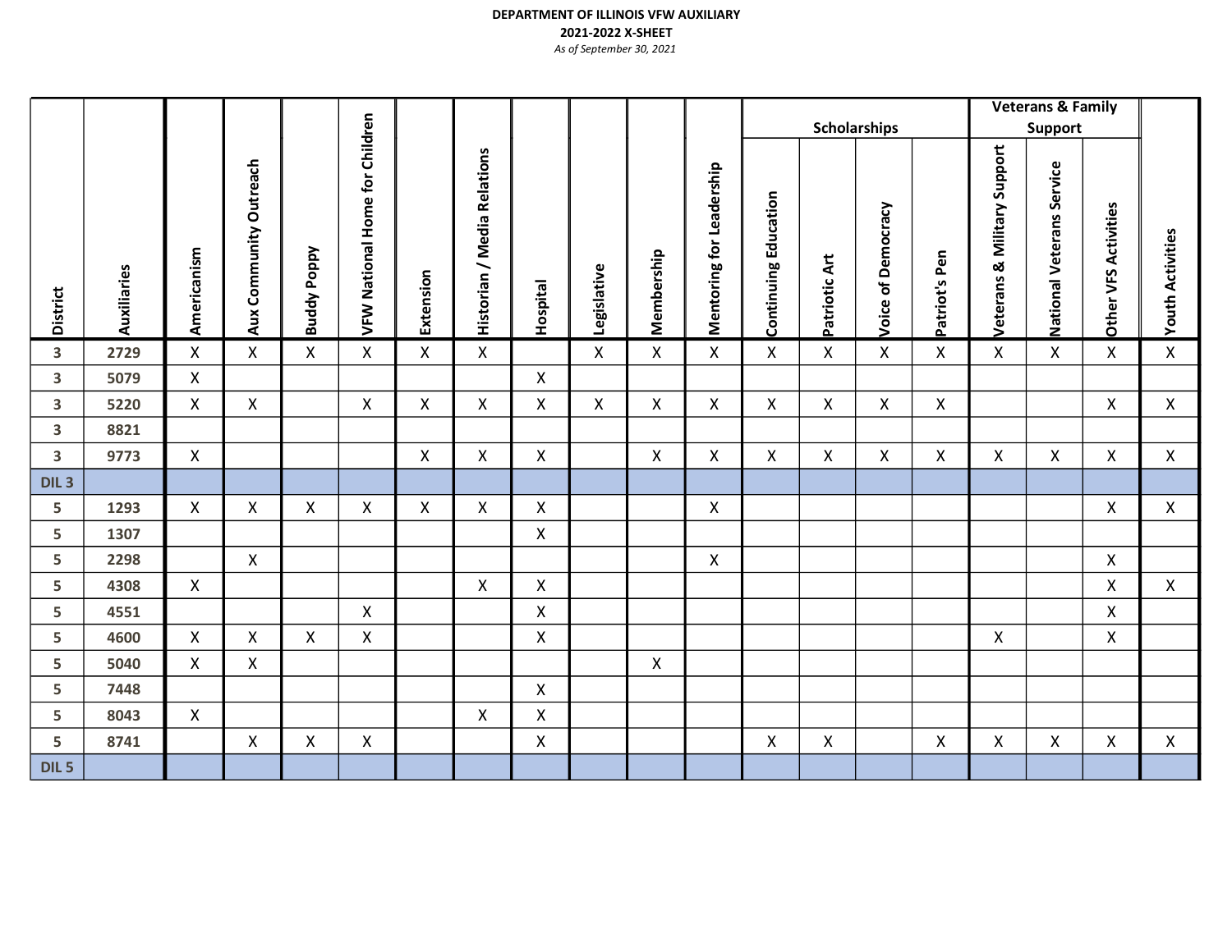**DEPARTMENT OF ILLINOIS VFW AUXILIARY**

**2021-2022 X-SHEET**

*As of September 30, 2021*

| District | Auxiliaries | Americanism | Aux Community Outreach | Buddy Poppy | VFW National Home for Children | Extension | Historian / Media Relations | Hospital | Legislative | Membership | Mentoring for Leadership | Scholarships | | | | Veterans & Family Support | | | Youth Activities |
|---|---|---|---|---|---|---|---|---|---|---|---|---|---|---|---|---|---|---|---|
| | | | | | | | | | | | | Continuing Education | Patriotic Art | Voice of Democracy | Patriot's Pen | Veterans & Military Support | National Veterans Service | Other VFS Activities | |
| 3 | 2729 | X | X | X | X | X | X | | X | X | X | X | X | X | X | X | X | X | X |
| 3 | 5079 | X | | | | | | X | | | | | | | | | | | |
| 3 | 5220 | X | X | | X | X | X | X | X | X | X | X | X | X | X | | | X | X |
| 3 | 8821 | | | | | | | | | | | | | | | | | | |
| 3 | 9773 | X | | | | X | X | X | | X | X | X | X | X | X | X | X | X | X |
| DIL 3 | | | | | | | | | | | | | | | | | | | |
| 5 | 1293 | X | X | X | X | X | X | X | | | X | | | | | | | X | X |
| 5 | 1307 | | | | | | | X | | | | | | | | | | | |
| 5 | 2298 | | X | | | | | | | | X | | | | | | | X | |
| 5 | 4308 | X | | | | | X | X | | | | | | | | | | X | X |
| 5 | 4551 | | | | X | | | X | | | | | | | | | | X | |
| 5 | 4600 | X | X | X | X | | | X | | | | | | | | X | | X | |
| 5 | 5040 | X | X | | | | | | | X | | | | | | | | | |
| 5 | 7448 | | | | | | | X | | | | | | | | | | | |
| 5 | 8043 | X | | | | | X | X | | | | | | | | | | | |
| 5 | 8741 | | X | X | X | | | X | | | | X | X | | X | X | X | X | X |
| DIL 5 | | | | | | | | | | | | | | | | | | | |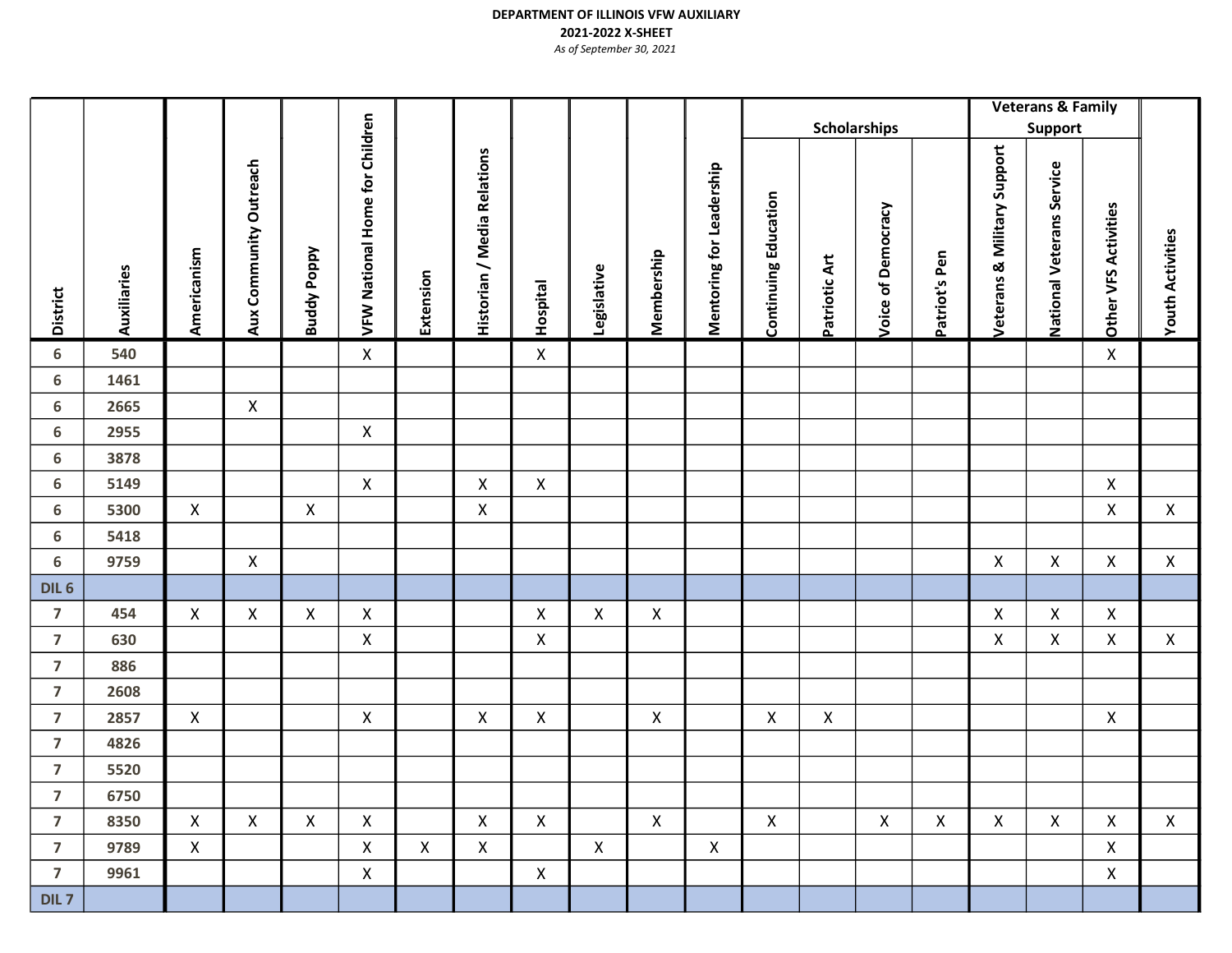**DEPARTMENT OF ILLINOIS VFW AUXILIARY**

**2021-2022 X-SHEET**

*As of September 30, 2021*

| District | Auxiliaries | Americanism | Aux Community Outreach | Buddy Poppy | VFW National Home for Children | Extension | Historian / Media Relations | Hospital | Legislative | Membership | Mentoring for Leadership | Scholarships | | | | Veterans & Family Support | | | Youth Activities |
|---|---|---|---|---|---|---|---|---|---|---|---|---|---|---|---|---|---|---|---|
| | | | | | | | | | | | | Continuing Education | Patriotic Art | Voice of Democracy | Patriot's Pen | Veterans & Military Support | National Veterans Service | Other VFS Activities | |
| 6 | 540 | | | | X | | | X | | | | | | | | | | X | |
| 6 | 1461 | | | | | | | | | | | | | | | | | | |
| 6 | 2665 | | X | | | | | | | | | | | | | | | | |
| 6 | 2955 | | | | X | | | | | | | | | | | | | | |
| 6 | 3878 | | | | | | | | | | | | | | | | | | |
| 6 | 5149 | | | | X | | X | X | | | | | | | | | | X | |
| 6 | 5300 | X | | X | | | X | | | | | | | | | | | X | X |
| 6 | 5418 | | | | | | | | | | | | | | | | | | |
| 6 | 9759 | | X | | | | | | | | | | | | | X | X | X | X |
| DIL 6 | | | | | | | | | | | | | | | | | | | |
| 7 | 454 | X | X | X | X | | | X | X | X | | | | | | X | X | X | |
| 7 | 630 | | | | X | | | X | | | | | | | | X | X | X | X |
| 7 | 886 | | | | | | | | | | | | | | | | | | |
| 7 | 2608 | | | | | | | | | | | | | | | | | | |
| 7 | 2857 | X | | | X | | X | X | | X | | X | X | | | | | X | |
| 7 | 4826 | | | | | | | | | | | | | | | | | | |
| 7 | 5520 | | | | | | | | | | | | | | | | | | |
| 7 | 6750 | | | | | | | | | | | | | | | | | | |
| 7 | 8350 | X | X | X | X | | X | X | | X | | X | | X | X | X | X | X | X |
| 7 | 9789 | X | | | X | X | X | | X | | X | | | | | | | X | |
| 7 | 9961 | | | | X | | | X | | | | | | | | | | X | |
| DIL 7 | | | | | | | | | | | | | | | | | | | |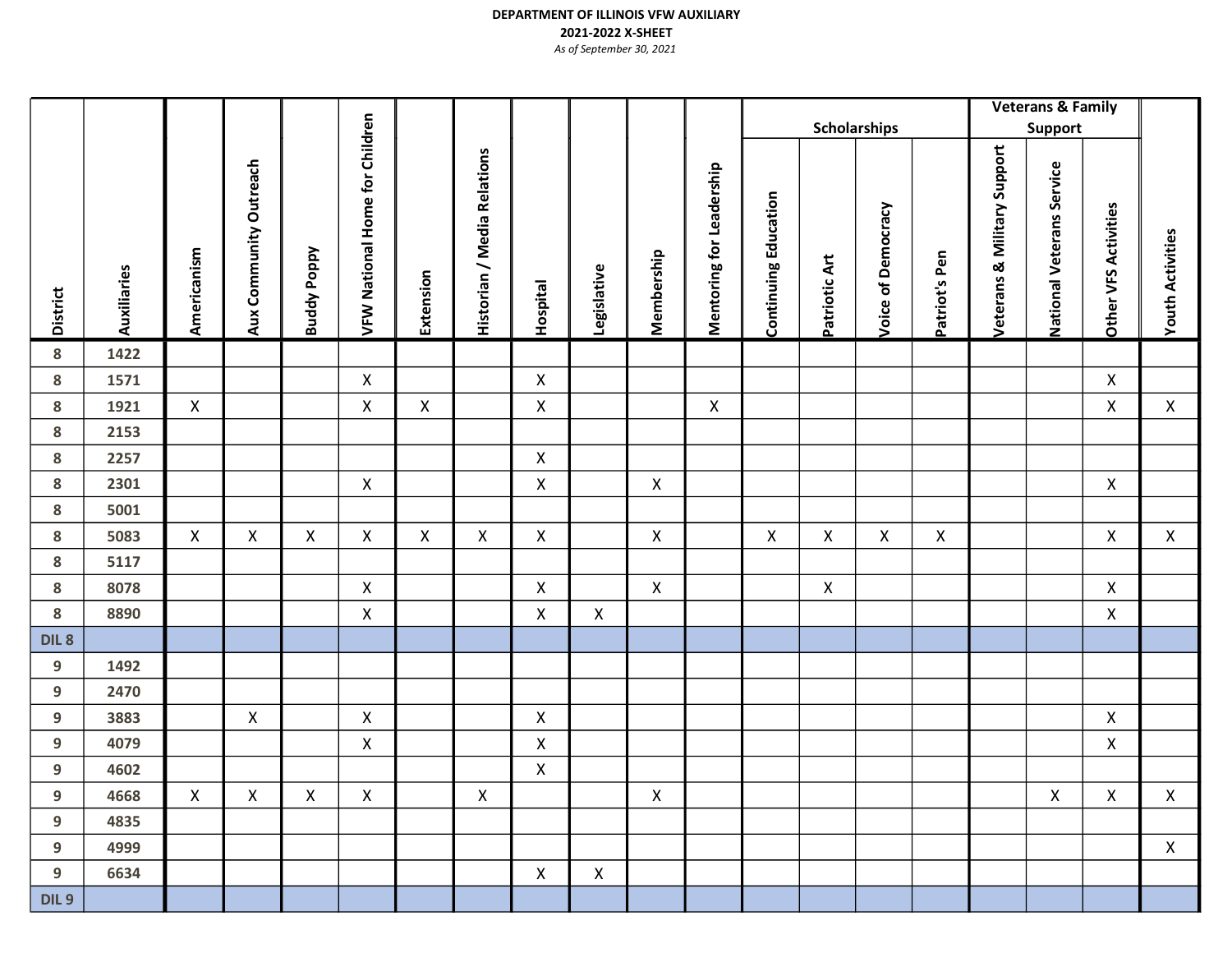**DEPARTMENT OF ILLINOIS VFW AUXILIARY**

**2021-2022 X-SHEET**

*As of September 30, 2021*

| District | Auxiliaries | Americanism | Aux Community Outreach | Buddy Poppy | VFW National Home for Children | Extension | Historian / Media Relations | Hospital | Legislative | Membership | Mentoring for Leadership | Scholarships | | | | Veterans & Family Support | | | Youth Activities |
|---|---|---|---|---|---|---|---|---|---|---|---|---|---|---|---|---|---|---|---|
| | | | | | | | | | | | | Continuing Education | Patriotic Art | Voice of Democracy | Patriot's Pen | Veterans & Military Support | National Veterans Service | Other VFS Activities | |
| 8 | 1422 | | | | | | | | | | | | | | | | | | |
| 8 | 1571 | | | | X | | | X | | | | | | | | | | X | |
| 8 | 1921 | X | | | X | X | | X | | | X | | | | | | | X | X |
| 8 | 2153 | | | | | | | | | | | | | | | | | | |
| 8 | 2257 | | | | | | | X | | | | | | | | | | | |
| 8 | 2301 | | | | X | | | X | | X | | | | | | | | X | |
| 8 | 5001 | | | | | | | | | | | | | | | | | | |
| 8 | 5083 | X | X | X | X | X | X | X | | X | | X | X | X | X | | | X | X |
| 8 | 5117 | | | | | | | | | | | | | | | | | | |
| 8 | 8078 | | | | X | | | X | | X | | | X | | | | | X | |
| 8 | 8890 | | | | X | | | X | X | | | | | | | | | X | |
| DIL 8 | | | | | | | | | | | | | | | | | | | |
| 9 | 1492 | | | | | | | | | | | | | | | | | | |
| 9 | 2470 | | | | | | | | | | | | | | | | | | |
| 9 | 3883 | | X | | X | | | X | | | | | | | | | | X | |
| 9 | 4079 | | | | X | | | X | | | | | | | | | | X | |
| 9 | 4602 | | | | | | | X | | | | | | | | | | | |
| 9 | 4668 | X | X | X | X | | X | | | X | | | | | | | X | X | X |
| 9 | 4835 | | | | | | | | | | | | | | | | | | |
| 9 | 4999 | | | | | | | | | | | | | | | | | | X |
| 9 | 6634 | | | | | | | X | X | | | | | | | | | | |
| DIL 9 | | | | | | | | | | | | | | | | | | | |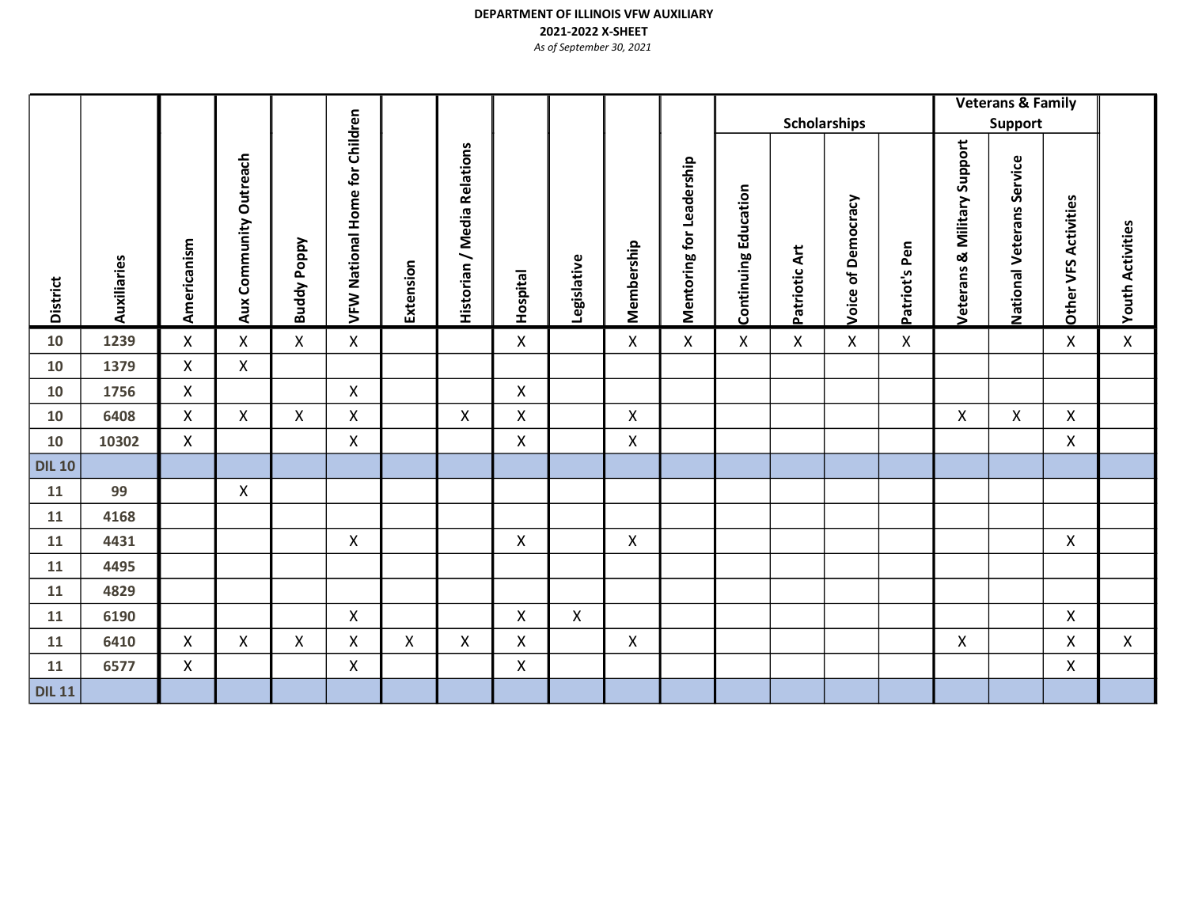**DEPARTMENT OF ILLINOIS VFW AUXILIARY**

**2021-2022 X-SHEET**

*As of September 30, 2021*

| District | Auxiliaries | Americanism | Aux Community Outreach | Buddy Poppy | VFW National Home for Children | Extension | Historian / Media Relations | Hospital | Legislative | Membership | Mentoring for Leadership | Scholarships | | | | Veterans & Family Support | | | Youth Activities |
|---|---|---|---|---|---|---|---|---|---|---|---|---|---|---|---|---|---|---|---|
| | | | | | | | | | | | | Continuing Education | Patriotic Art | Voice of Democracy | Patriot's Pen | Veterans & Military Support | National Veterans Service | Other VFS Activities | |
| 10 | 1239 | X | X | X | X | | | X | | X | X | X | X | X | X | | | X | X |
| 10 | 1379 | X | X | | | | | | | | | | | | | | | | |
| 10 | 1756 | X | | | X | | | X | | | | | | | | | | | |
| 10 | 6408 | X | X | X | X | | X | X | | X | | | | | | X | X | X | |
| 10 | 10302 | X | | | X | | | X | | X | | | | | | | | X | |
| DIL 10 | | | | | | | | | | | | | | | | | | | |
| 11 | 99 | | X | | | | | | | | | | | | | | | | |
| 11 | 4168 | | | | | | | | | | | | | | | | | | |
| 11 | 4431 | | | | X | | | X | | X | | | | | | | | X | |
| 11 | 4495 | | | | | | | | | | | | | | | | | | |
| 11 | 4829 | | | | | | | | | | | | | | | | | | |
| 11 | 6190 | | | | X | | | X | X | | | | | | | | | X | |
| 11 | 6410 | X | X | X | X | X | X | X | | X | | | | | | X | | X | X |
| 11 | 6577 | X | | | X | | | X | | | | | | | | | | X | |
| DIL 11 | | | | | | | | | | | | | | | | | | | |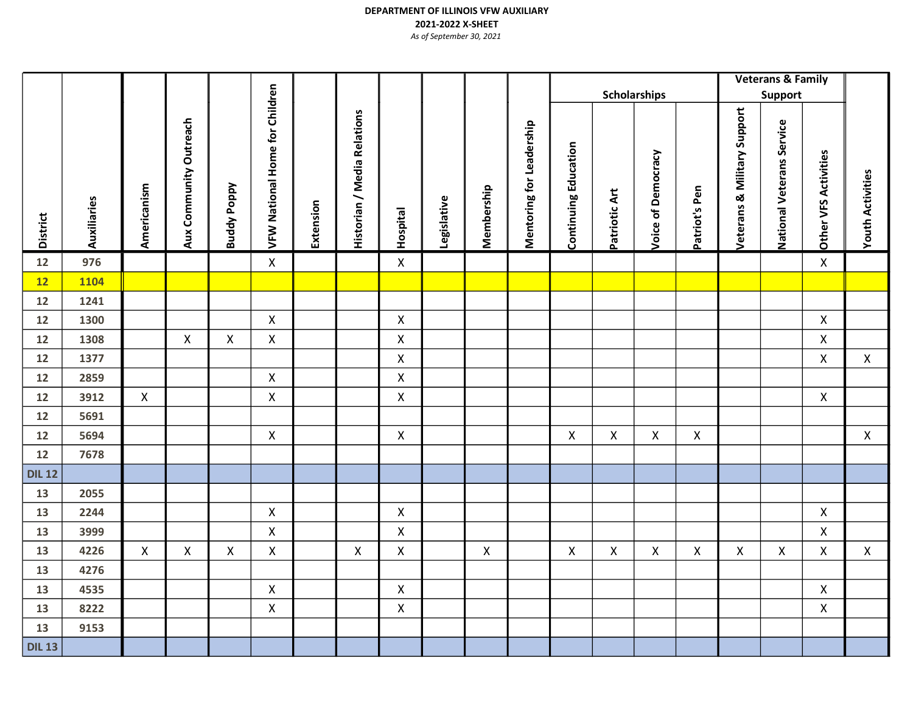**DEPARTMENT OF ILLINOIS VFW AUXILIARY**

**2021-2022 X-SHEET**

*As of September 30, 2021*

| District | Auxiliaries | Americanism | Aux Community Outreach | Buddy Poppy | VFW National Home for Children | Extension | Historian / Media Relations | Hospital | Legislative | Membership | Mentoring for Leadership | Scholarships | | | | Veterans & Family Support | | | Youth Activities |
|---|---|---|---|---|---|---|---|---|---|---|---|---|---|---|---|---|---|---|---|
| | | | | | | | | | | | | Continuing Education | Patriotic Art | Voice of Democracy | Patriot's Pen | Veterans & Military Support | National Veterans Service | Other VFS Activities | |
| 12 | 976 | | | | X | | | X | | | | | | | | | | X | |
| 12 | 1104 | | | | | | | | | | | | | | | | | | |
| 12 | 1241 | | | | | | | | | | | | | | | | | | |
| 12 | 1300 | | | | X | | | X | | | | | | | | | | X | |
| 12 | 1308 | | X | X | X | | | X | | | | | | | | | | X | |
| 12 | 1377 | | | | | | | X | | | | | | | | | | X | X |
| 12 | 2859 | | | | X | | | X | | | | | | | | | | | |
| 12 | 3912 | X | | | X | | | X | | | | | | | | | | X | |
| 12 | 5691 | | | | | | | | | | | | | | | | | | |
| 12 | 5694 | | | | X | | | X | | | | X | X | X | X | | | | X |
| 12 | 7678 | | | | | | | | | | | | | | | | | | |
| DIL 12 | | | | | | | | | | | | | | | | | | | |
| 13 | 2055 | | | | | | | | | | | | | | | | | | |
| 13 | 2244 | | | | X | | | X | | | | | | | | | | X | |
| 13 | 3999 | | | | X | | | X | | | | | | | | | | X | |
| 13 | 4226 | X | X | X | X | | X | X | | X | | X | X | X | X | X | X | X | X |
| 13 | 4276 | | | | | | | | | | | | | | | | | | |
| 13 | 4535 | | | | X | | | X | | | | | | | | | | X | |
| 13 | 8222 | | | | X | | | X | | | | | | | | | | X | |
| 13 | 9153 | | | | | | | | | | | | | | | | | | |
| DIL 13 | | | | | | | | | | | | | | | | | | | |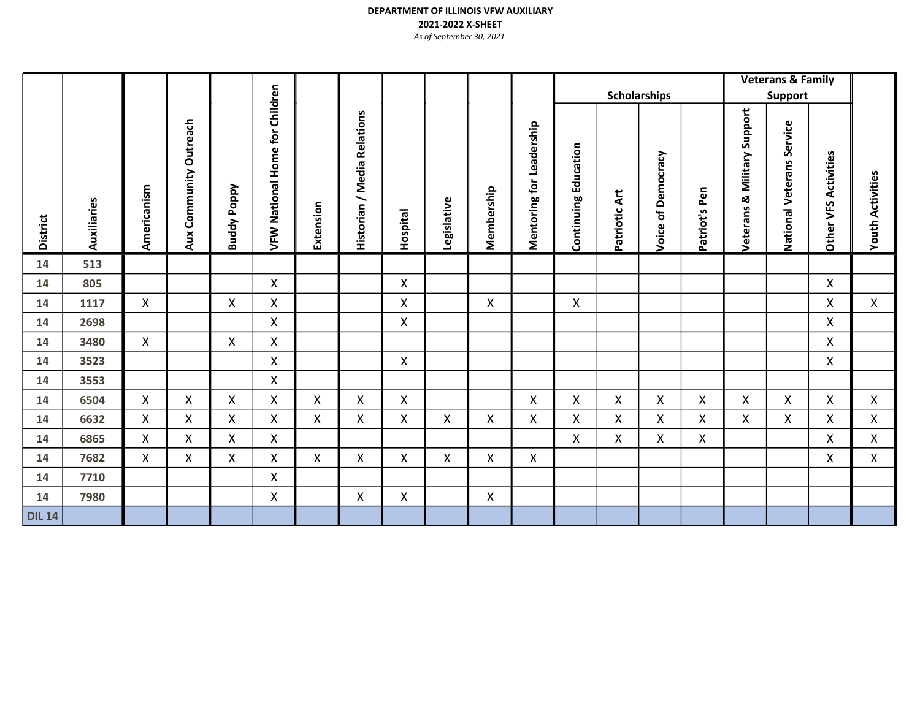**DEPARTMENT OF ILLINOIS VFW AUXILIARY**

**2021-2022 X-SHEET**

*As of September 30, 2021*

| District | Auxiliaries | Americanism | Aux Community Outreach | Buddy Poppy | VFW National Home for Children | Extension | Historian / Media Relations | Hospital | Legislative | Membership | Mentoring for Leadership | Scholarships | | | | Veterans & Family Support | | | Youth Activities |
|---|---|---|---|---|---|---|---|---|---|---|---|---|---|---|---|---|---|---|---|
| | | | | | | | | | | | | Continuing Education | Patriotic Art | Voice of Democracy | Patriot's Pen | Veterans & Military Support | National Veterans Service | Other VFS Activities | |
| 14 | 513 | | | | | | | | | | | | | | | | | | |
| 14 | 805 | | | | X | | | X | | | | | | | | | | X | |
| 14 | 1117 | X | | X | X | | | X | | X | | X | | | | | | X | X |
| 14 | 2698 | | | | X | | | X | | | | | | | | | | X | |
| 14 | 3480 | X | | X | X | | | | | | | | | | | | | X | |
| 14 | 3523 | | | | X | | | X | | | | | | | | | | X | |
| 14 | 3553 | | | | X | | | | | | | | | | | | | | |
| 14 | 6504 | X | X | X | X | X | X | X | | | X | X | X | X | X | X | X | X | X |
| 14 | 6632 | X | X | X | X | X | X | X | X | X | X | X | X | X | X | X | X | X | X |
| 14 | 6865 | X | X | X | X | | | | | | | X | X | X | X | | | X | X |
| 14 | 7682 | X | X | X | X | X | X | X | X | X | X | | | | | | | X | X |
| 14 | 7710 | | | | X | | | | | | | | | | | | | | |
| 14 | 7980 | | | | X | | X | X | | X | | | | | | | | | |
| DIL 14 | | | | | | | | | | | | | | | | | | | |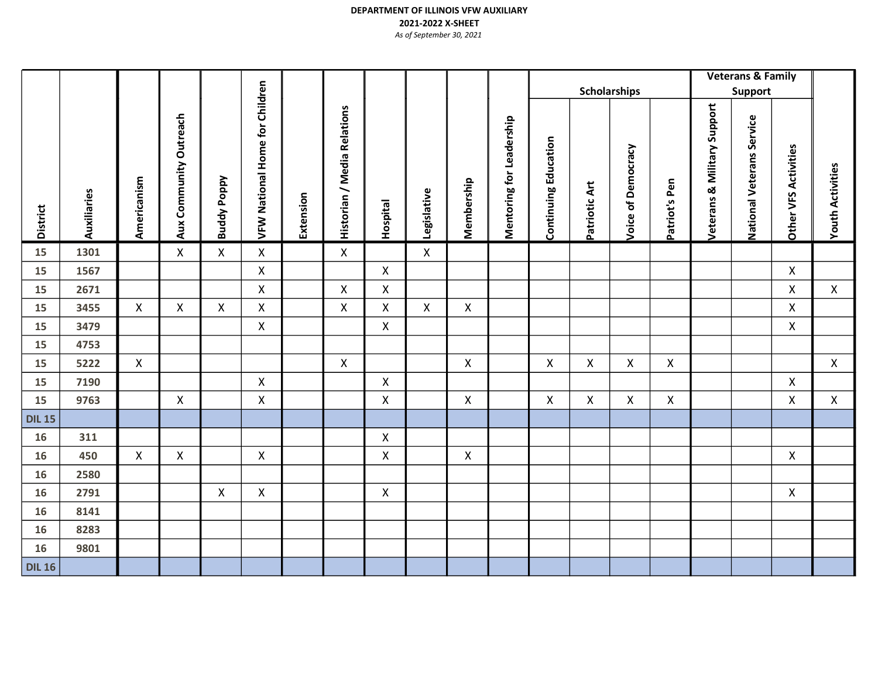**DEPARTMENT OF ILLINOIS VFW AUXILIARY**

**2021-2022 X-SHEET**

*As of September 30, 2021*

| District | Auxiliaries | Americanism | Aux Community Outreach | Buddy Poppy | VFW National Home for Children | Extension | Historian / Media Relations | Hospital | Legislative | Membership | Mentoring for Leadership | Scholarships | | | | Veterans & Family Support | | | Youth Activities |
|---|---|---|---|---|---|---|---|---|---|---|---|---|---|---|---|---|---|---|---|
| | | | | | | | | | | | | Continuing Education | Patriotic Art | Voice of Democracy | Patriot's Pen | Veterans & Military Support | National Veterans Service | Other VFS Activities | |
| 15 | 1301 | | X | X | X | | X | | X | | | | | | | | | | |
| 15 | 1567 | | | | X | | | X | | | | | | | | | | X | |
| 15 | 2671 | | | | X | | X | X | | | | | | | | | | X | X |
| 15 | 3455 | X | X | X | X | | X | X | X | X | | | | | | | | X | |
| 15 | 3479 | | | | X | | | X | | | | | | | | | | X | |
| 15 | 4753 | | | | | | | | | | | | | | | | | | |
| 15 | 5222 | X | | | | | X | | | X | | X | X | X | X | | | | X |
| 15 | 7190 | | | | X | | | X | | | | | | | | | | X | |
| 15 | 9763 | | X | | X | | | X | | X | | X | X | X | X | | | X | X |
| DIL 15 | | | | | | | | | | | | | | | | | | | |
| 16 | 311 | | | | | | | X | | | | | | | | | | | |
| 16 | 450 | X | X | | X | | | X | | X | | | | | | | | X | |
| 16 | 2580 | | | | | | | | | | | | | | | | | | |
| 16 | 2791 | | | X | X | | | X | | | | | | | | | | X | |
| 16 | 8141 | | | | | | | | | | | | | | | | | | |
| 16 | 8283 | | | | | | | | | | | | | | | | | | |
| 16 | 9801 | | | | | | | | | | | | | | | | | | |
| DIL 16 | | | | | | | | | | | | | | | | | | | |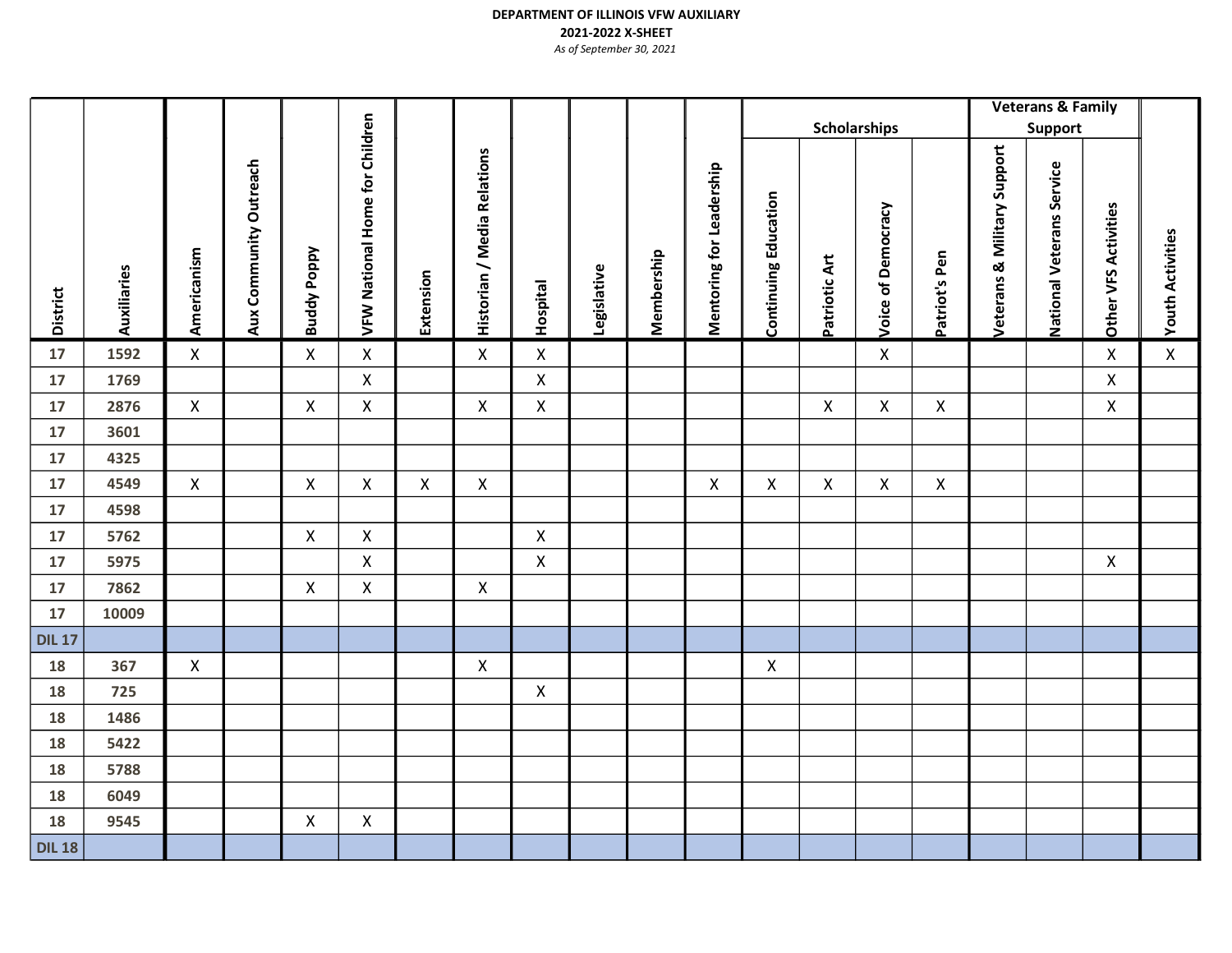**DEPARTMENT OF ILLINOIS VFW AUXILIARY**

**2021-2022 X-SHEET**

*As of September 30, 2021*

| District | Auxiliaries | Americanism | Aux Community Outreach | Buddy Poppy | VFW National Home for Children | Extension | Historian / Media Relations | Hospital | Legislative | Membership | Mentoring for Leadership | Scholarships | | | | Veterans & Family Support | | | Youth Activities |
|---|---|---|---|---|---|---|---|---|---|---|---|---|---|---|---|---|---|---|---|
| | | | | | | | | | | | | Continuing Education | Patriotic Art | Voice of Democracy | Patriot's Pen | Veterans & Military Support | National Veterans Service | Other VFS Activities | |
| 17 | 1592 | X | | X | X | | X | X | | | | | | X | | | | X | X |
| 17 | 1769 | | | | X | | | X | | | | | | | | | | X | |
| 17 | 2876 | X | | X | X | | X | X | | | | | X | X | X | | | X | |
| 17 | 3601 | | | | | | | | | | | | | | | | | | |
| 17 | 4325 | | | | | | | | | | | | | | | | | | |
| 17 | 4549 | X | | X | X | X | X | | | | X | X | X | X | X | | | | |
| 17 | 4598 | | | | | | | | | | | | | | | | | | |
| 17 | 5762 | | | X | X | | | X | | | | | | | | | | | |
| 17 | 5975 | | | | X | | | X | | | | | | | | | | X | |
| 17 | 7862 | | | X | X | | X | | | | | | | | | | | | |
| 17 | 10009 | | | | | | | | | | | | | | | | | | |
| DIL 17 | | | | | | | | | | | | | | | | | | | |
| 18 | 367 | X | | | | | X | | | | | X | | | | | | | |
| 18 | 725 | | | | | | | X | | | | | | | | | | | |
| 18 | 1486 | | | | | | | | | | | | | | | | | | |
| 18 | 5422 | | | | | | | | | | | | | | | | | | |
| 18 | 5788 | | | | | | | | | | | | | | | | | | |
| 18 | 6049 | | | | | | | | | | | | | | | | | | |
| 18 | 9545 | | | X | X | | | | | | | | | | | | | | |
| DIL 18 | | | | | | | | | | | | | | | | | | | |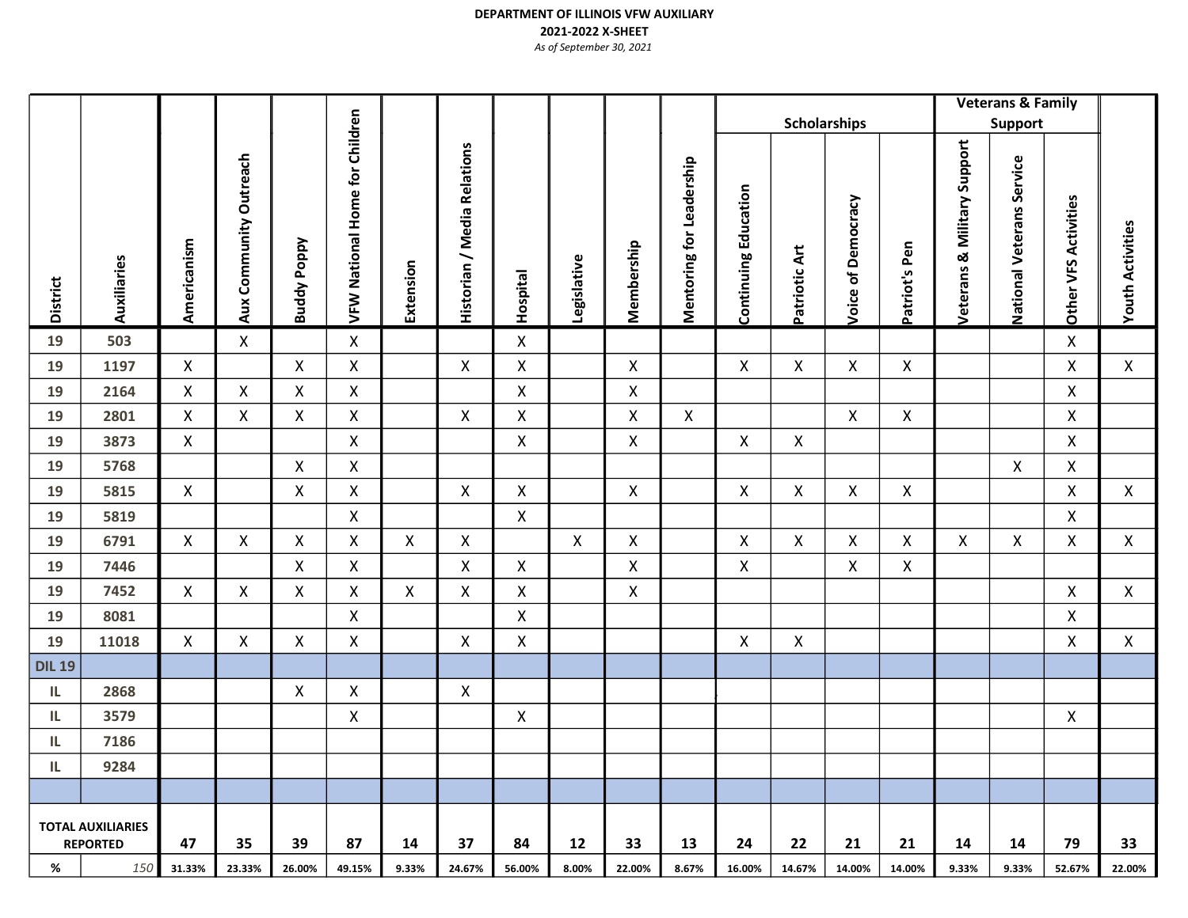**DEPARTMENT OF ILLINOIS VFW AUXILIARY**

**2021-2022 X-SHEET**

*As of September 30, 2021*

| | | | | | | | | | | | | Scholarships | | | | Veterans & Family Support | | | |
|---|---|---|---|---|---|---|---|---|---|---|---|---|---|---|---|---|---|---|---|
| District | Auxiliaries | Americanism | Aux Community Outreach | Buddy Poppy | VFW National Home for Children | Extension | Historian / Media Relations | Hospital | Legislative | Membership | Mentoring for Leadership | Continuing Education | Patriotic Art | Voice of Democracy | Patriot's Pen | Veterans & Military Support | National Veterans Service | Other VFS Activities | Youth Activities |
| 19 | 503 | | X | | X | | | X | | | | | | | | | | X | |
| 19 | 1197 | X | | X | X | | X | X | | X | | X | X | X | X | | | X | X |
| 19 | 2164 | X | X | X | X | | | X | | X | | | | | | | | X | |
| 19 | 2801 | X | X | X | X | | X | X | | X | X | | | X | X | | | X | |
| 19 | 3873 | X | | | X | | | X | | X | | X | X | | | | | X | |
| 19 | 5768 | | | X | X | | | | | | | | | | | | X | X | |
| 19 | 5815 | X | | X | X | | X | X | | X | | X | X | X | X | | | X | X |
| 19 | 5819 | | | | X | | | X | | | | | | | | | | X | |
| 19 | 6791 | X | X | X | X | X | X | | X | X | | X | X | X | X | X | X | X | X |
| 19 | 7446 | | | X | X | | X | X | | X | | X | | X | X | | | | |
| 19 | 7452 | X | X | X | X | X | X | X | | X | | | | | | | | X | X |
| 19 | 8081 | | | | X | | | X | | | | | | | | | | X | |
| 19 | 11018 | X | X | X | X | | X | X | | | | X | X | | | | | X | X |
| DIL 19 | | | | | | | | | | | | | | | | | | | |
| IL | 2868 | | | X | X | | X | | | | | | | | | | | | |
| IL | 3579 | | | | X | | | X | | | | | | | | | | X | |
| IL | 7186 | | | | | | | | | | | | | | | | | | |
| IL | 9284 | | | | | | | | | | | | | | | | | | |
| | | | | | | | | | | | | | | | | | | | |
| TOTAL AUXILIARIES REPORTED | | 47 | 35 | 39 | 87 | 14 | 37 | 84 | 12 | 33 | 13 | 24 | 22 | 21 | 21 | 14 | 14 | 79 | 33 |
| % | 150 | 31.33% | 23.33% | 26.00% | 49.15% | 9.33% | 24.67% | 56.00% | 8.00% | 22.00% | 8.67% | 16.00% | 14.67% | 14.00% | 14.00% | 9.33% | 9.33% | 52.67% | 22.00% |